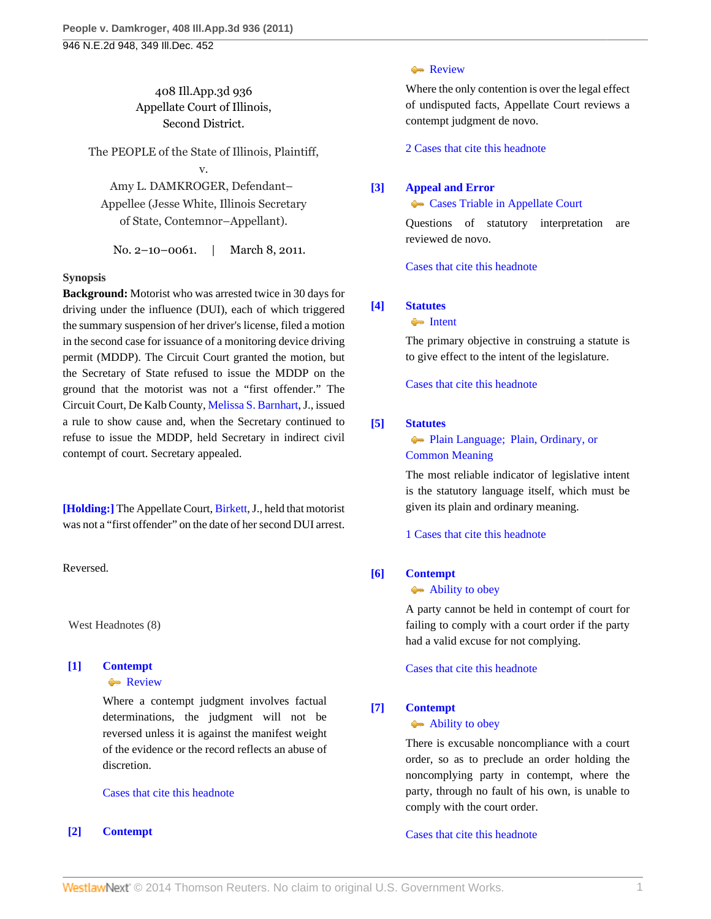408 Ill.App.3d 936
Appellate Court of Illinois,
Second District.

The PEOPLE of the State of Illinois, Plaintiff,
v.
Amy L. DAMKROGER, Defendant–Appellee (Jesse White, Illinois Secretary of State, Contemnor–Appellant).

No. 2–10–0061. | March 8, 2011.

**Synopsis**

**Background:** Motorist who was arrested twice in 30 days for driving under the influence (DUI), each of which triggered the summary suspension of her driver's license, filed a motion in the second case for issuance of a monitoring device driving permit (MDDP). The Circuit Court granted the motion, but the Secretary of State refused to issue the MDDP on the ground that the motorist was not a "first offender." The Circuit Court, De Kalb County, Melissa S. Barnhart, J., issued a rule to show cause and, when the Secretary continued to refuse to issue the MDDP, held Secretary in indirect civil contempt of court. Secretary appealed.

**[Holding:]** The Appellate Court, Birkett, J., held that motorist was not a "first offender" on the date of her second DUI arrest.

Reversed.

West Headnotes (8)

**[1] Contempt**
Review

Where a contempt judgment involves factual determinations, the judgment will not be reversed unless it is against the manifest weight of the evidence or the record reflects an abuse of discretion.

Cases that cite this headnote

**[2] Contempt**
Review

Where the only contention is over the legal effect of undisputed facts, Appellate Court reviews a contempt judgment de novo.

2 Cases that cite this headnote

**[3] Appeal and Error**
Cases Triable in Appellate Court

Questions of statutory interpretation are reviewed de novo.

Cases that cite this headnote

**[4] Statutes**
Intent

The primary objective in construing a statute is to give effect to the intent of the legislature.

Cases that cite this headnote

**[5] Statutes**
Plain Language; Plain, Ordinary, or Common Meaning

The most reliable indicator of legislative intent is the statutory language itself, which must be given its plain and ordinary meaning.

1 Cases that cite this headnote

**[6] Contempt**
Ability to obey

A party cannot be held in contempt of court for failing to comply with a court order if the party had a valid excuse for not complying.

Cases that cite this headnote

**[7] Contempt**
Ability to obey

There is excusable noncompliance with a court order, so as to preclude an order holding the noncomplying party in contempt, where the party, through no fault of his own, is unable to comply with the court order.

Cases that cite this headnote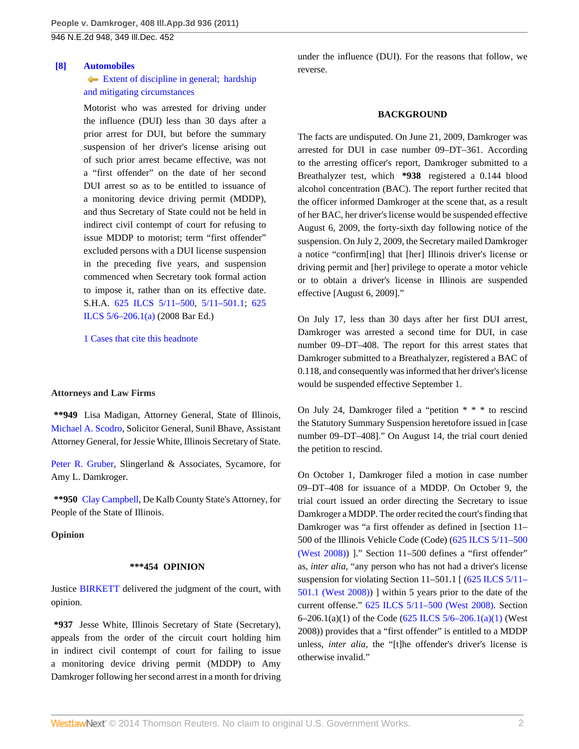**[8] Automobiles**
Extent of discipline in general; hardship and mitigating circumstances

Motorist who was arrested for driving under the influence (DUI) less than 30 days after a prior arrest for DUI, but before the summary suspension of her driver's license arising out of such prior arrest became effective, was not a "first offender" on the date of her second DUI arrest so as to be entitled to issuance of a monitoring device driving permit (MDDP), and thus Secretary of State could not be held in indirect civil contempt of court for refusing to issue MDDP to motorist; term "first offender" excluded persons with a DUI license suspension in the preceding five years, and suspension commenced when Secretary took formal action to impose it, rather than on its effective date. S.H.A. 625 ILCS 5/11–500, 5/11–501.1; 625 ILCS 5/6–206.1(a) (2008 Bar Ed.)

1 Cases that cite this headnote

### Attorneys and Law Firms

**949 Lisa Madigan, Attorney General, State of Illinois, Michael A. Scodro, Solicitor General, Sunil Bhave, Assistant Attorney General, for Jessie White, Illinois Secretary of State.

Peter R. Gruber, Slingerland & Associates, Sycamore, for Amy L. Damkroger.

**950 Clay Campbell, De Kalb County State's Attorney, for People of the State of Illinois.

### Opinion

***454 OPINION

Justice BIRKETT delivered the judgment of the court, with opinion.

*937 Jesse White, Illinois Secretary of State (Secretary), appeals from the order of the circuit court holding him in indirect civil contempt of court for failing to issue a monitoring device driving permit (MDDP) to Amy Damkroger following her second arrest in a month for driving under the influence (DUI). For the reasons that follow, we reverse.

#### BACKGROUND

The facts are undisputed. On June 21, 2009, Damkroger was arrested for DUI in case number 09–DT–361. According to the arresting officer's report, Damkroger submitted to a Breathalyzer test, which *938 registered a 0.144 blood alcohol concentration (BAC). The report further recited that the officer informed Damkroger at the scene that, as a result of her BAC, her driver's license would be suspended effective August 6, 2009, the forty-sixth day following notice of the suspension. On July 2, 2009, the Secretary mailed Damkroger a notice "confirm[ing] that [her] Illinois driver's license or driving permit and [her] privilege to operate a motor vehicle or to obtain a driver's license in Illinois are suspended effective [August 6, 2009]."

On July 17, less than 30 days after her first DUI arrest, Damkroger was arrested a second time for DUI, in case number 09–DT–408. The report for this arrest states that Damkroger submitted to a Breathalyzer, registered a BAC of 0.118, and consequently was informed that her driver's license would be suspended effective September 1.

On July 24, Damkroger filed a "petition * * * to rescind the Statutory Summary Suspension heretofore issued in [case number 09–DT–408]." On August 14, the trial court denied the petition to rescind.

On October 1, Damkroger filed a motion in case number 09–DT–408 for issuance of a MDDP. On October 9, the trial court issued an order directing the Secretary to issue Damkroger a MDDP. The order recited the court's finding that Damkroger was "a first offender as defined in [section 11–500 of the Illinois Vehicle Code (Code) (625 ILCS 5/11–500 (West 2008)) ]." Section 11–500 defines a "first offender" as, *inter alia,* "any person who has not had a driver's license suspension for violating Section 11–501.1 [ (625 ILCS 5/11–501.1 (West 2008)) ] within 5 years prior to the date of the current offense." 625 ILCS 5/11–500 (West 2008). Section 6–206.1(a)(1) of the Code (625 ILCS 5/6–206.1(a)(1) (West 2008)) provides that a "first offender" is entitled to a MDDP unless, *inter alia,* the "[t]he offender's driver's license is otherwise invalid."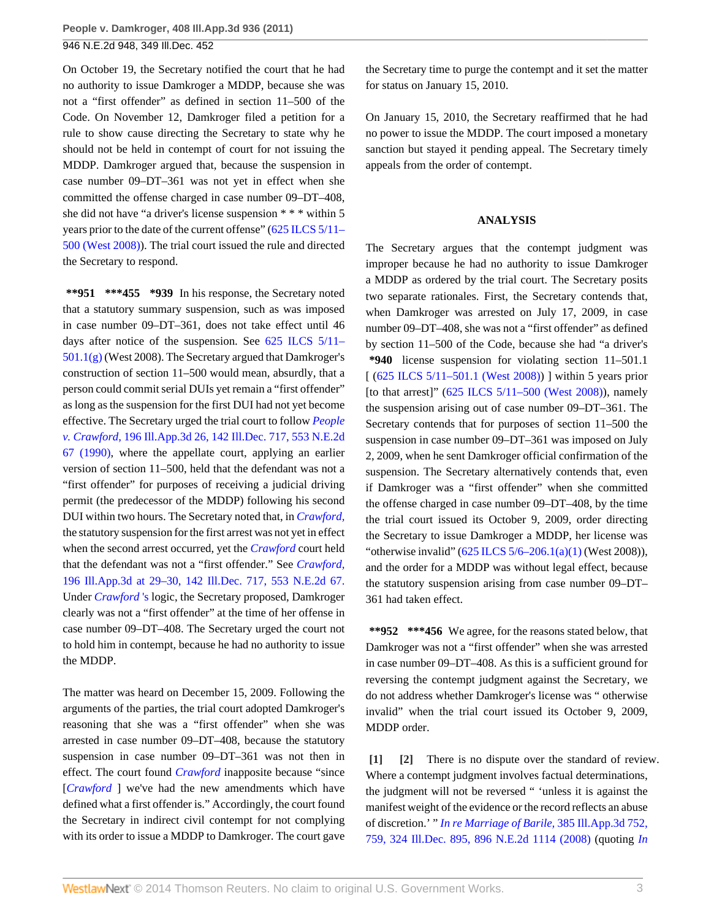On October 19, the Secretary notified the court that he had no authority to issue Damkroger a MDDP, because she was not a "first offender" as defined in section 11–500 of the Code. On November 12, Damkroger filed a petition for a rule to show cause directing the Secretary to state why he should not be held in contempt of court for not issuing the MDDP. Damkroger argued that, because the suspension in case number 09–DT–361 was not yet in effect when she committed the offense charged in case number 09–DT–408, she did not have "a driver's license suspension * * * within 5 years prior to the date of the current offense" (625 ILCS 5/11–500 (West 2008)). The trial court issued the rule and directed the Secretary to respond.

**\*\*951 \*\*\*455 \*939** In his response, the Secretary noted that a statutory summary suspension, such as was imposed in case number 09–DT–361, does not take effect until 46 days after notice of the suspension. See 625 ILCS 5/11–501.1(g) (West 2008). The Secretary argued that Damkroger's construction of section 11–500 would mean, absurdly, that a person could commit serial DUIs yet remain a "first offender" as long as the suspension for the first DUI had not yet become effective. The Secretary urged the trial court to follow *People v. Crawford,* 196 Ill.App.3d 26, 142 Ill.Dec. 717, 553 N.E.2d 67 (1990), where the appellate court, applying an earlier version of section 11–500, held that the defendant was not a "first offender" for purposes of receiving a judicial driving permit (the predecessor of the MDDP) following his second DUI within two hours. The Secretary noted that, in *Crawford,* the statutory suspension for the first arrest was not yet in effect when the second arrest occurred, yet the *Crawford* court held that the defendant was not a "first offender." See *Crawford,* 196 Ill.App.3d at 29–30, 142 Ill.Dec. 717, 553 N.E.2d 67. Under *Crawford* 's logic, the Secretary proposed, Damkroger clearly was not a "first offender" at the time of her offense in case number 09–DT–408. The Secretary urged the court not to hold him in contempt, because he had no authority to issue the MDDP.

The matter was heard on December 15, 2009. Following the arguments of the parties, the trial court adopted Damkroger's reasoning that she was a "first offender" when she was arrested in case number 09–DT–408, because the statutory suspension in case number 09–DT–361 was not then in effect. The court found *Crawford* inapposite because "since [*Crawford* ] we've had the new amendments which have defined what a first offender is." Accordingly, the court found the Secretary in indirect civil contempt for not complying with its order to issue a MDDP to Damkroger. The court gave the Secretary time to purge the contempt and it set the matter for status on January 15, 2010.

On January 15, 2010, the Secretary reaffirmed that he had no power to issue the MDDP. The court imposed a monetary sanction but stayed it pending appeal. The Secretary timely appeals from the order of contempt.

## ANALYSIS

The Secretary argues that the contempt judgment was improper because he had no authority to issue Damkroger a MDDP as ordered by the trial court. The Secretary posits two separate rationales. First, the Secretary contends that, when Damkroger was arrested on July 17, 2009, in case number 09–DT–408, she was not a "first offender" as defined by section 11–500 of the Code, because she had "a driver's **\*940** license suspension for violating section 11–501.1 [ (625 ILCS 5/11–501.1 (West 2008)) ] within 5 years prior [to that arrest]" (625 ILCS 5/11–500 (West 2008)), namely the suspension arising out of case number 09–DT–361. The Secretary contends that for purposes of section 11–500 the suspension in case number 09–DT–361 was imposed on July 2, 2009, when he sent Damkroger official confirmation of the suspension. The Secretary alternatively contends that, even if Damkroger was a "first offender" when she committed the offense charged in case number 09–DT–408, by the time the trial court issued its October 9, 2009, order directing the Secretary to issue Damkroger a MDDP, her license was "otherwise invalid" (625 ILCS 5/6–206.1(a)(1) (West 2008)), and the order for a MDDP was without legal effect, because the statutory suspension arising from case number 09–DT–361 had taken effect.

**\*\*952 \*\*\*456** We agree, for the reasons stated below, that Damkroger was not a "first offender" when she was arrested in case number 09–DT–408. As this is a sufficient ground for reversing the contempt judgment against the Secretary, we do not address whether Damkroger's license was " otherwise invalid" when the trial court issued its October 9, 2009, MDDP order.

**[1] [2]** There is no dispute over the standard of review. Where a contempt judgment involves factual determinations, the judgment will not be reversed " 'unless it is against the manifest weight of the evidence or the record reflects an abuse of discretion.' " *In re Marriage of Barile,* 385 Ill.App.3d 752, 759, 324 Ill.Dec. 895, 896 N.E.2d 1114 (2008) (quoting *In*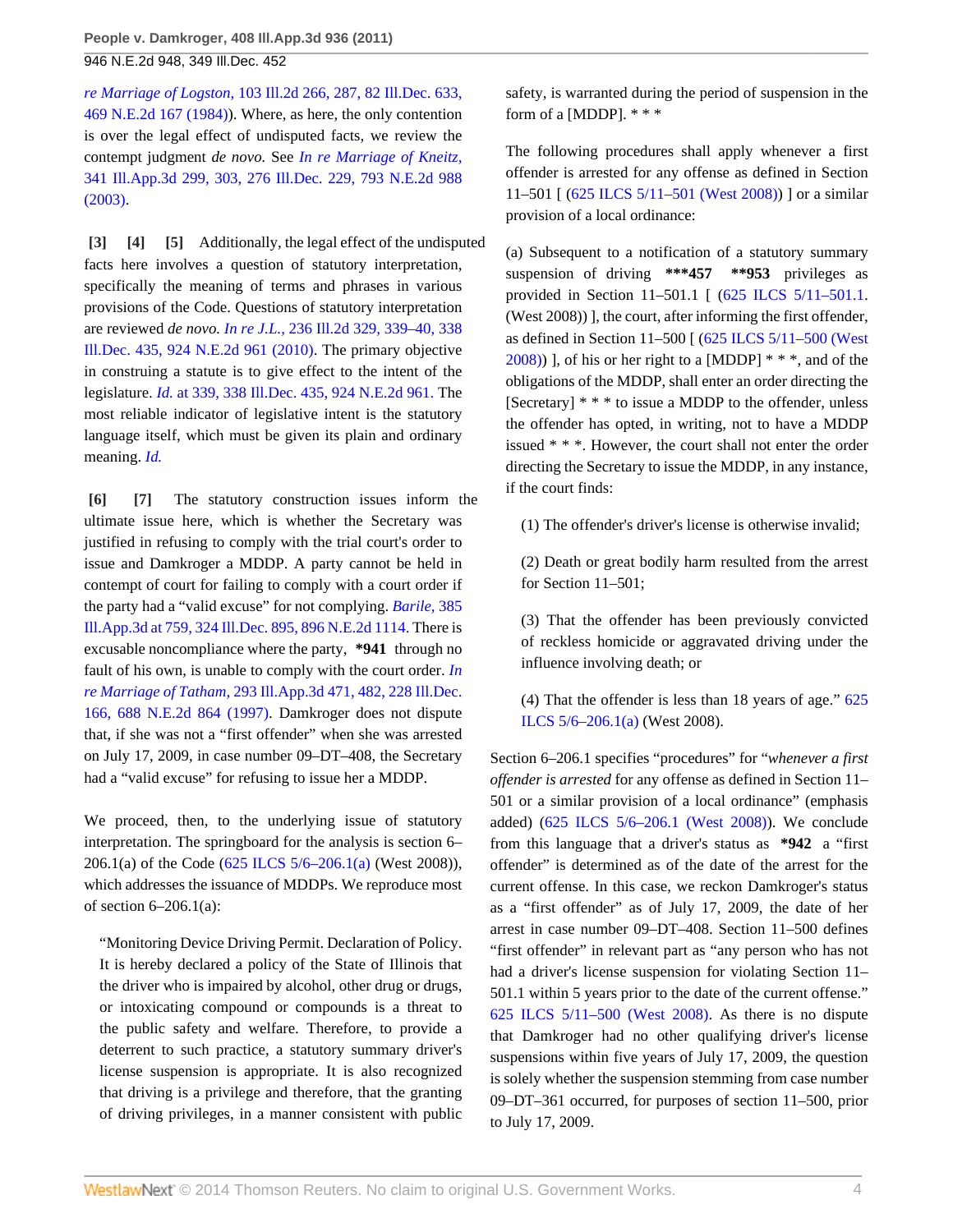*re Marriage of Logston,* 103 Ill.2d 266, 287, 82 Ill.Dec. 633, 469 N.E.2d 167 (1984)). Where, as here, the only contention is over the legal effect of undisputed facts, we review the contempt judgment *de novo.* See *In re Marriage of Kneitz,* 341 Ill.App.3d 299, 303, 276 Ill.Dec. 229, 793 N.E.2d 988 (2003).

**[3] [4] [5]** Additionally, the legal effect of the undisputed facts here involves a question of statutory interpretation, specifically the meaning of terms and phrases in various provisions of the Code. Questions of statutory interpretation are reviewed *de novo. In re J.L.,* 236 Ill.2d 329, 339–40, 338 Ill.Dec. 435, 924 N.E.2d 961 (2010). The primary objective in construing a statute is to give effect to the intent of the legislature. *Id.* at 339, 338 Ill.Dec. 435, 924 N.E.2d 961. The most reliable indicator of legislative intent is the statutory language itself, which must be given its plain and ordinary meaning. *Id.*

**[6] [7]** The statutory construction issues inform the ultimate issue here, which is whether the Secretary was justified in refusing to comply with the trial court's order to issue and Damkroger a MDDP. A party cannot be held in contempt of court for failing to comply with a court order if the party had a "valid excuse" for not complying. *Barile,* 385 Ill.App.3d at 759, 324 Ill.Dec. 895, 896 N.E.2d 1114. There is excusable noncompliance where the party, **\*941** through no fault of his own, is unable to comply with the court order. *In re Marriage of Tatham,* 293 Ill.App.3d 471, 482, 228 Ill.Dec. 166, 688 N.E.2d 864 (1997). Damkroger does not dispute that, if she was not a "first offender" when she was arrested on July 17, 2009, in case number 09–DT–408, the Secretary had a "valid excuse" for refusing to issue her a MDDP.

We proceed, then, to the underlying issue of statutory interpretation. The springboard for the analysis is section 6–206.1(a) of the Code (625 ILCS 5/6–206.1(a) (West 2008)), which addresses the issuance of MDDPs. We reproduce most of section 6–206.1(a):

> "Monitoring Device Driving Permit. Declaration of Policy. It is hereby declared a policy of the State of Illinois that the driver who is impaired by alcohol, other drug or drugs, or intoxicating compound or compounds is a threat to the public safety and welfare. Therefore, to provide a deterrent to such practice, a statutory summary driver's license suspension is appropriate. It is also recognized that driving is a privilege and therefore, that the granting of driving privileges, in a manner consistent with public safety, is warranted during the period of suspension in the form of a [MDDP]. * * *
>
> The following procedures shall apply whenever a first offender is arrested for any offense as defined in Section 11–501 [ (625 ILCS 5/11–501 (West 2008)) ] or a similar provision of a local ordinance:
>
> (a) Subsequent to a notification of a statutory summary suspension of driving **\*\*\*457 \*\*953** privileges as provided in Section 11–501.1 [ (625 ILCS 5/11–501.1. (West 2008)) ], the court, after informing the first offender, as defined in Section 11–500 [ (625 ILCS 5/11–500 (West 2008)) ], of his or her right to a [MDDP] * * *, and of the obligations of the MDDP, shall enter an order directing the [Secretary] * * * to issue a MDDP to the offender, unless the offender has opted, in writing, not to have a MDDP issued * * *. However, the court shall not enter the order directing the Secretary to issue the MDDP, in any instance, if the court finds:
>
> (1) The offender's driver's license is otherwise invalid;
>
> (2) Death or great bodily harm resulted from the arrest for Section 11–501;
>
> (3) That the offender has been previously convicted of reckless homicide or aggravated driving under the influence involving death; or
>
> (4) That the offender is less than 18 years of age." 625 ILCS 5/6–206.1(a) (West 2008).

Section 6–206.1 specifies "procedures" for "*whenever a first offender is arrested* for any offense as defined in Section 11–501 or a similar provision of a local ordinance" (emphasis added) (625 ILCS 5/6–206.1 (West 2008)). We conclude from this language that a driver's status as **\*942** a "first offender" is determined as of the date of the arrest for the current offense. In this case, we reckon Damkroger's status as a "first offender" as of July 17, 2009, the date of her arrest in case number 09–DT–408. Section 11–500 defines "first offender" in relevant part as "any person who has not had a driver's license suspension for violating Section 11–501.1 within 5 years prior to the date of the current offense." 625 ILCS 5/11–500 (West 2008). As there is no dispute that Damkroger had no other qualifying driver's license suspensions within five years of July 17, 2009, the question is solely whether the suspension stemming from case number 09–DT–361 occurred, for purposes of section 11–500, prior to July 17, 2009.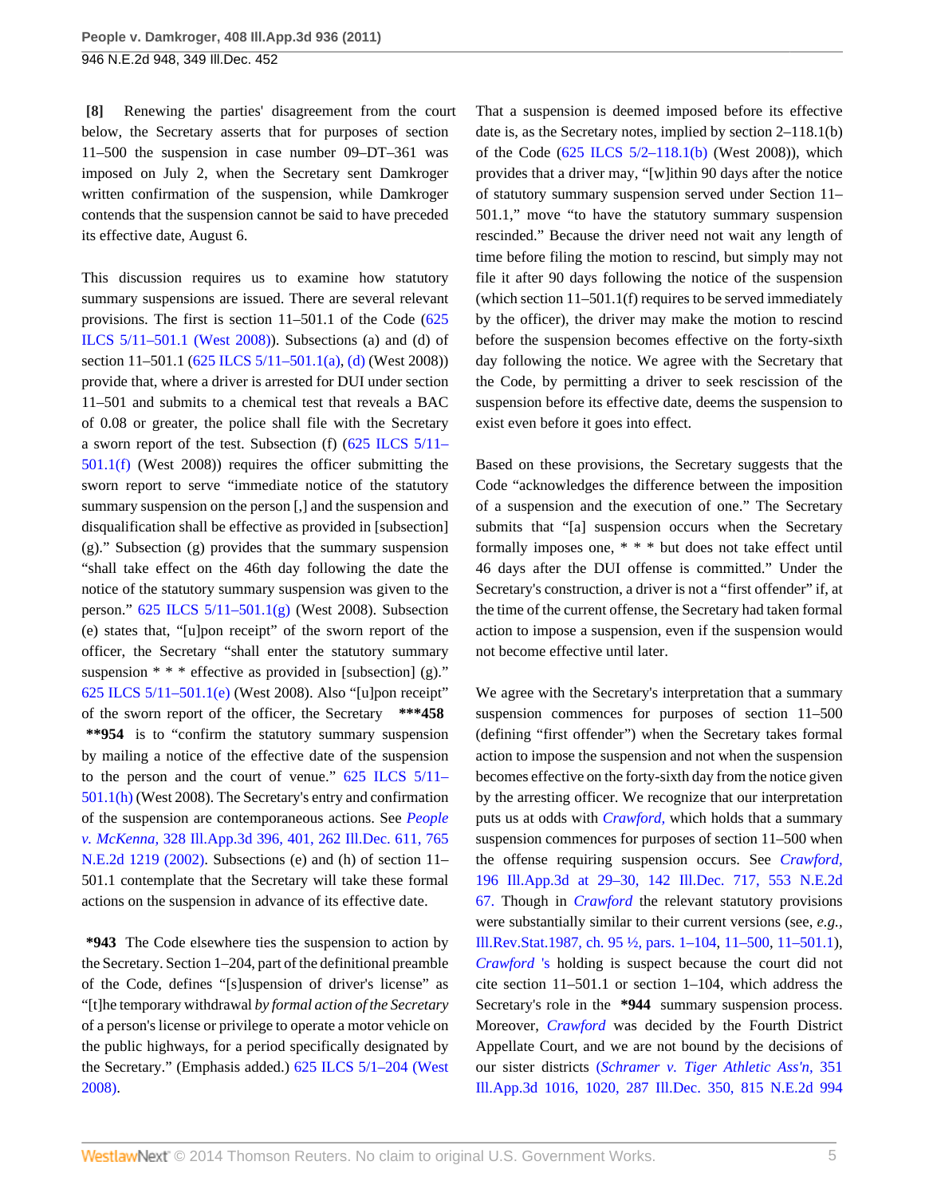**[8]** Renewing the parties' disagreement from the court below, the Secretary asserts that for purposes of section 11–500 the suspension in case number 09–DT–361 was imposed on July 2, when the Secretary sent Damkroger written confirmation of the suspension, while Damkroger contends that the suspension cannot be said to have preceded its effective date, August 6.

This discussion requires us to examine how statutory summary suspensions are issued. There are several relevant provisions. The first is section 11–501.1 of the Code (625 ILCS 5/11–501.1 (West 2008)). Subsections (a) and (d) of section 11–501.1 (625 ILCS 5/11–501.1(a), (d) (West 2008)) provide that, where a driver is arrested for DUI under section 11–501 and submits to a chemical test that reveals a BAC of 0.08 or greater, the police shall file with the Secretary a sworn report of the test. Subsection (f) (625 ILCS 5/11–501.1(f) (West 2008)) requires the officer submitting the sworn report to serve "immediate notice of the statutory summary suspension on the person [,] and the suspension and disqualification shall be effective as provided in [subsection] (g)." Subsection (g) provides that the summary suspension "shall take effect on the 46th day following the date the notice of the statutory summary suspension was given to the person." 625 ILCS 5/11–501.1(g) (West 2008). Subsection (e) states that, "[u]pon receipt" of the sworn report of the officer, the Secretary "shall enter the statutory summary suspension * * * effective as provided in [subsection] (g)." 625 ILCS 5/11–501.1(e) (West 2008). Also "[u]pon receipt" of the sworn report of the officer, the Secretary ***458 **954 is to "confirm the statutory summary suspension by mailing a notice of the effective date of the suspension to the person and the court of venue." 625 ILCS 5/11–501.1(h) (West 2008). The Secretary's entry and confirmation of the suspension are contemporaneous actions. See *People v. McKenna,* 328 Ill.App.3d 396, 401, 262 Ill.Dec. 611, 765 N.E.2d 1219 (2002). Subsections (e) and (h) of section 11–501.1 contemplate that the Secretary will take these formal actions on the suspension in advance of its effective date.

***943** The Code elsewhere ties the suspension to action by the Secretary. Section 1–204, part of the definitional preamble of the Code, defines "[s]uspension of driver's license" as "[t]he temporary withdrawal *by formal action of the Secretary* of a person's license or privilege to operate a motor vehicle on the public highways, for a period specifically designated by the Secretary." (Emphasis added.) 625 ILCS 5/1–204 (West 2008).

That a suspension is deemed imposed before its effective date is, as the Secretary notes, implied by section 2–118.1(b) of the Code (625 ILCS 5/2–118.1(b) (West 2008)), which provides that a driver may, "[w]ithin 90 days after the notice of statutory summary suspension served under Section 11–501.1," move "to have the statutory summary suspension rescinded." Because the driver need not wait any length of time before filing the motion to rescind, but simply may not file it after 90 days following the notice of the suspension (which section 11–501.1(f) requires to be served immediately by the officer), the driver may make the motion to rescind before the suspension becomes effective on the forty-sixth day following the notice. We agree with the Secretary that the Code, by permitting a driver to seek rescission of the suspension before its effective date, deems the suspension to exist even before it goes into effect.

Based on these provisions, the Secretary suggests that the Code "acknowledges the difference between the imposition of a suspension and the execution of one." The Secretary submits that "[a] suspension occurs when the Secretary formally imposes one, * * * but does not take effect until 46 days after the DUI offense is committed." Under the Secretary's construction, a driver is not a "first offender" if, at the time of the current offense, the Secretary had taken formal action to impose a suspension, even if the suspension would not become effective until later.

We agree with the Secretary's interpretation that a summary suspension commences for purposes of section 11–500 (defining "first offender") when the Secretary takes formal action to impose the suspension and not when the suspension becomes effective on the forty-sixth day from the notice given by the arresting officer. We recognize that our interpretation puts us at odds with *Crawford,* which holds that a summary suspension commences for purposes of section 11–500 when the offense requiring suspension occurs. See *Crawford,* 196 Ill.App.3d at 29–30, 142 Ill.Dec. 717, 553 N.E.2d 67. Though in *Crawford* the relevant statutory provisions were substantially similar to their current versions (see, *e.g.,* Ill.Rev.Stat.1987, ch. 95 ½, pars. 1–104, 11–500, 11–501.1), *Crawford* 's holding is suspect because the court did not cite section 11–501.1 or section 1–104, which address the Secretary's role in the ***944** summary suspension process. Moreover, *Crawford* was decided by the Fourth District Appellate Court, and we are not bound by the decisions of our sister districts (*Schramer v. Tiger Athletic Ass'n,* 351 Ill.App.3d 1016, 1020, 287 Ill.Dec. 350, 815 N.E.2d 994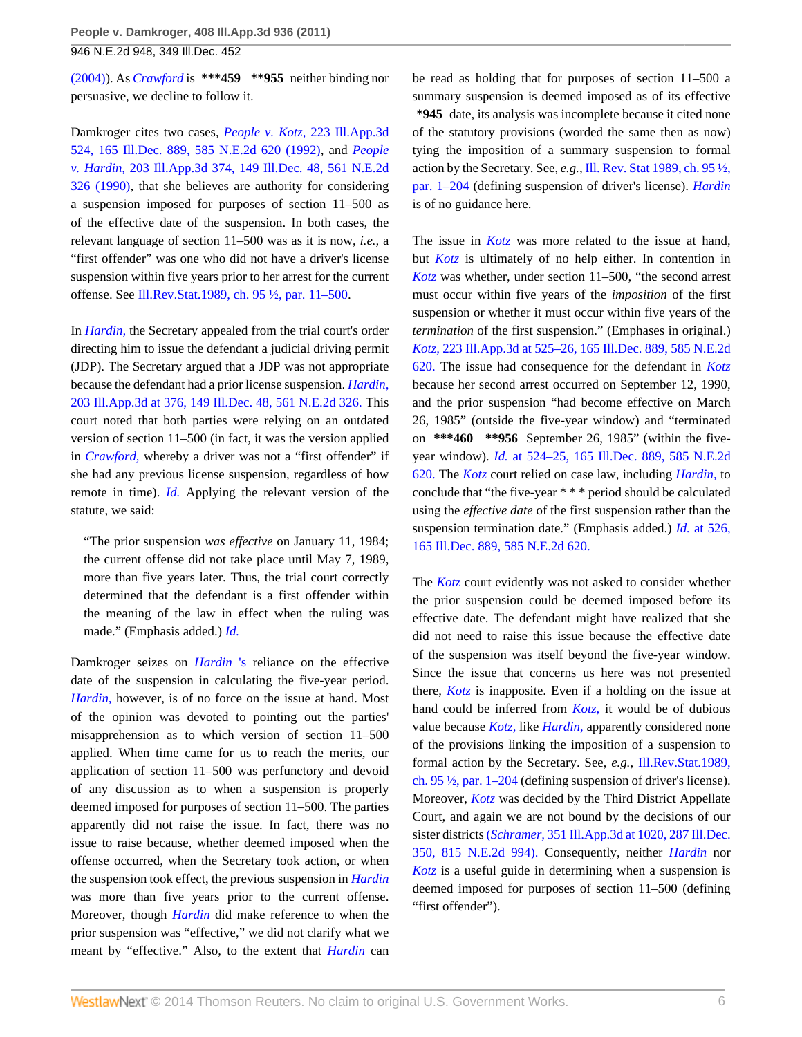(2004)). As *Crawford* is ***459 **955 neither binding nor persuasive, we decline to follow it.

Damkroger cites two cases, *People v. Kotz,* 223 Ill.App.3d 524, 165 Ill.Dec. 889, 585 N.E.2d 620 (1992), and *People v. Hardin,* 203 Ill.App.3d 374, 149 Ill.Dec. 48, 561 N.E.2d 326 (1990), that she believes are authority for considering a suspension imposed for purposes of section 11–500 as of the effective date of the suspension. In both cases, the relevant language of section 11–500 was as it is now, *i.e.,* a "first offender" was one who did not have a driver's license suspension within five years prior to her arrest for the current offense. See Ill.Rev.Stat.1989, ch. 95 ½, par. 11–500.

In *Hardin,* the Secretary appealed from the trial court's order directing him to issue the defendant a judicial driving permit (JDP). The Secretary argued that a JDP was not appropriate because the defendant had a prior license suspension. *Hardin,* 203 Ill.App.3d at 376, 149 Ill.Dec. 48, 561 N.E.2d 326. This court noted that both parties were relying on an outdated version of section 11–500 (in fact, it was the version applied in *Crawford,* whereby a driver was not a "first offender" if she had any previous license suspension, regardless of how remote in time). *Id.* Applying the relevant version of the statute, we said:

> "The prior suspension *was effective* on January 11, 1984; the current offense did not take place until May 7, 1989, more than five years later. Thus, the trial court correctly determined that the defendant is a first offender within the meaning of the law in effect when the ruling was made." (Emphasis added.) *Id.*

Damkroger seizes on *Hardin* 's reliance on the effective date of the suspension in calculating the five-year period. *Hardin,* however, is of no force on the issue at hand. Most of the opinion was devoted to pointing out the parties' misapprehension as to which version of section 11–500 applied. When time came for us to reach the merits, our application of section 11–500 was perfunctory and devoid of any discussion as to when a suspension is properly deemed imposed for purposes of section 11–500. The parties apparently did not raise the issue. In fact, there was no issue to raise because, whether deemed imposed when the offense occurred, when the Secretary took action, or when the suspension took effect, the previous suspension in *Hardin* was more than five years prior to the current offense. Moreover, though *Hardin* did make reference to when the prior suspension was "effective," we did not clarify what we meant by "effective." Also, to the extent that *Hardin* can be read as holding that for purposes of section 11–500 a summary suspension is deemed imposed as of its effective *945 date, its analysis was incomplete because it cited none of the statutory provisions (worded the same then as now) tying the imposition of a summary suspension to formal action by the Secretary. See, *e.g.,* Ill. Rev. Stat 1989, ch. 95 ½, par. 1–204 (defining suspension of driver's license). *Hardin* is of no guidance here.

The issue in *Kotz* was more related to the issue at hand, but *Kotz* is ultimately of no help either. In contention in *Kotz* was whether, under section 11–500, "the second arrest must occur within five years of the *imposition* of the first suspension or whether it must occur within five years of the *termination* of the first suspension." (Emphases in original.) *Kotz,* 223 Ill.App.3d at 525–26, 165 Ill.Dec. 889, 585 N.E.2d 620. The issue had consequence for the defendant in *Kotz* because her second arrest occurred on September 12, 1990, and the prior suspension "had become effective on March 26, 1985" (outside the five-year window) and "terminated on ***460 **956 September 26, 1985" (within the five-year window). *Id.* at 524–25, 165 Ill.Dec. 889, 585 N.E.2d 620. The *Kotz* court relied on case law, including *Hardin,* to conclude that "the five-year * * * period should be calculated using the *effective date* of the first suspension rather than the suspension termination date." (Emphasis added.) *Id.* at 526, 165 Ill.Dec. 889, 585 N.E.2d 620.

The *Kotz* court evidently was not asked to consider whether the prior suspension could be deemed imposed before its effective date. The defendant might have realized that she did not need to raise this issue because the effective date of the suspension was itself beyond the five-year window. Since the issue that concerns us here was not presented there, *Kotz* is inapposite. Even if a holding on the issue at hand could be inferred from *Kotz,* it would be of dubious value because *Kotz,* like *Hardin,* apparently considered none of the provisions linking the imposition of a suspension to formal action by the Secretary. See, *e.g.,* Ill.Rev.Stat.1989, ch. 95 ½, par. 1–204 (defining suspension of driver's license). Moreover, *Kotz* was decided by the Third District Appellate Court, and again we are not bound by the decisions of our sister districts (*Schramer,* 351 Ill.App.3d at 1020, 287 Ill.Dec. 350, 815 N.E.2d 994). Consequently, neither *Hardin* nor *Kotz* is a useful guide in determining when a suspension is deemed imposed for purposes of section 11–500 (defining "first offender").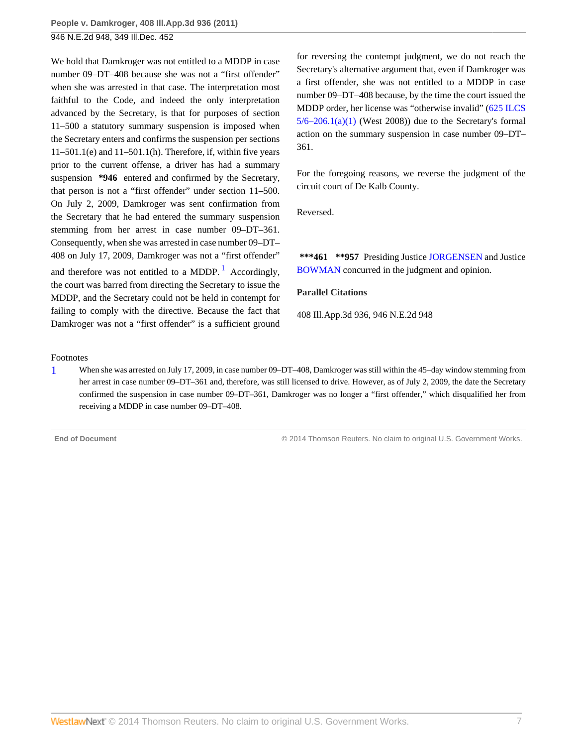We hold that Damkroger was not entitled to a MDDP in case number 09–DT–408 because she was not a "first offender" when she was arrested in that case. The interpretation most faithful to the Code, and indeed the only interpretation advanced by the Secretary, is that for purposes of section 11–500 a statutory summary suspension is imposed when the Secretary enters and confirms the suspension per sections 11–501.1(e) and 11–501.1(h). Therefore, if, within five years prior to the current offense, a driver has had a summary suspension **\*946** entered and confirmed by the Secretary, that person is not a "first offender" under section 11–500. On July 2, 2009, Damkroger was sent confirmation from the Secretary that he had entered the summary suspension stemming from her arrest in case number 09–DT–361. Consequently, when she was arrested in case number 09–DT–408 on July 17, 2009, Damkroger was not a "first offender" and therefore was not entitled to a MDDP.[1] Accordingly, the court was barred from directing the Secretary to issue the MDDP, and the Secretary could not be held in contempt for failing to comply with the directive. Because the fact that Damkroger was not a "first offender" is a sufficient ground for reversing the contempt judgment, we do not reach the Secretary's alternative argument that, even if Damkroger was a first offender, she was not entitled to a MDDP in case number 09–DT–408 because, by the time the court issued the MDDP order, her license was "otherwise invalid" (625 ILCS 5/6–206.1(a)(1) (West 2008)) due to the Secretary's formal action on the summary suspension in case number 09–DT–361.

For the foregoing reasons, we reverse the judgment of the circuit court of De Kalb County.

Reversed.

**\*\*\*461** **\*\*957** Presiding Justice JORGENSEN and Justice BOWMAN concurred in the judgment and opinion.

**Parallel Citations**

408 Ill.App.3d 936, 946 N.E.2d 948

Footnotes

1 When she was arrested on July 17, 2009, in case number 09–DT–408, Damkroger was still within the 45–day window stemming from her arrest in case number 09–DT–361 and, therefore, was still licensed to drive. However, as of July 2, 2009, the date the Secretary confirmed the suspension in case number 09–DT–361, Damkroger was no longer a "first offender," which disqualified her from receiving a MDDP in case number 09–DT–408.

End of Document © 2014 Thomson Reuters. No claim to original U.S. Government Works.